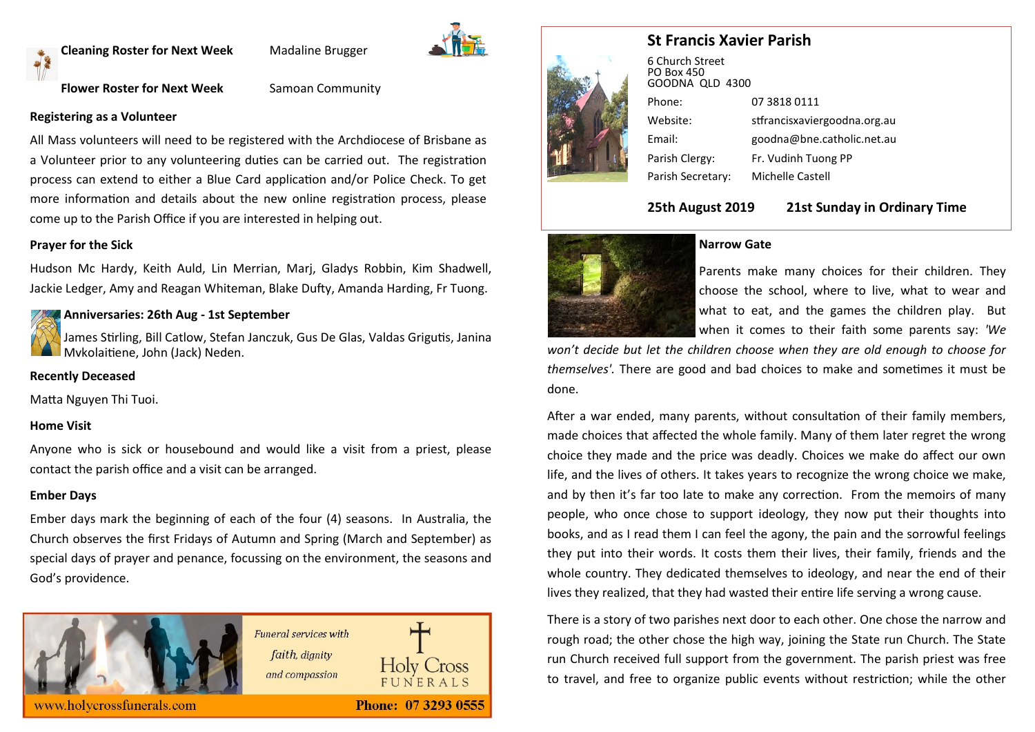**Cleaning Roster for Next Week** Madaline Brugger

**Flower Roster for Next Week** Samoan Community

**Registering as a Volunteer**

All Mass volunteers will need to be registered with the Archdiocese of Brisbane as a Volunteer prior to any volunteering duties can be carried out. The registration process can extend to either a Blue Card application and/or Police Check. To get more information and details about the new online registration process, please come up to the Parish Office if you are interested in helping out.

**Prayer for the Sick**

Hudson Mc Hardy, Keith Auld, Lin Merrian, Marj, Gladys Robbin, Kim Shadwell, Jackie Ledger, Amy and Reagan Whiteman, Blake Dufty, Amanda Harding, Fr Tuong.

**Anniversaries: 26th Aug - 1st September**

James Stirling, Bill Catlow, Stefan Janczuk, Gus De Glas, Valdas Grigutis, Janina Mvkolaitiene, John (Jack) Neden.

**Recently Deceased**

Matta Nguyen Thi Tuoi.

**Home Visit**

Anyone who is sick or housebound and would like a visit from a priest, please contact the parish office and a visit can be arranged.

**Ember Days**

Ember days mark the beginning of each of the four (4) seasons. In Australia, the Church observes the first Fridays of Autumn and Spring (March and September) as special days of prayer and penance, focussing on the environment, the seasons and God's providence.

*Funeral services with faith, dignity and compassion*

Holy Cross FUNERALS

www.holycrossfunerals.com Phone: 07 3293 0555

## St Francis Xavier Parish

6 Church Street
PO Box 450
GOODNA QLD 4300

| | |
|---|---|
| Phone: | 07 3818 0111 |
| Website: | stfrancisxaviergoodna.org.au |
| Email: | goodna@bne.catholic.net.au |
| Parish Clergy: | Fr. Vudinh Tuong PP |
| Parish Secretary: | Michelle Castell |

**25th August 2019 21st Sunday in Ordinary Time**

**Narrow Gate**

Parents make many choices for their children. They choose the school, where to live, what to wear and what to eat, and the games the children play. But when it comes to their faith some parents say: *'We won't decide but let the children choose when they are old enough to choose for themselves'.* There are good and bad choices to make and sometimes it must be done.

After a war ended, many parents, without consultation of their family members, made choices that affected the whole family. Many of them later regret the wrong choice they made and the price was deadly. Choices we make do affect our own life, and the lives of others. It takes years to recognize the wrong choice we make, and by then it's far too late to make any correction. From the memoirs of many people, who once chose to support ideology, they now put their thoughts into books, and as I read them I can feel the agony, the pain and the sorrowful feelings they put into their words. It costs them their lives, their family, friends and the whole country. They dedicated themselves to ideology, and near the end of their lives they realized, that they had wasted their entire life serving a wrong cause.

There is a story of two parishes next door to each other. One chose the narrow and rough road; the other chose the high way, joining the State run Church. The State run Church received full support from the government. The parish priest was free to travel, and free to organize public events without restriction; while the other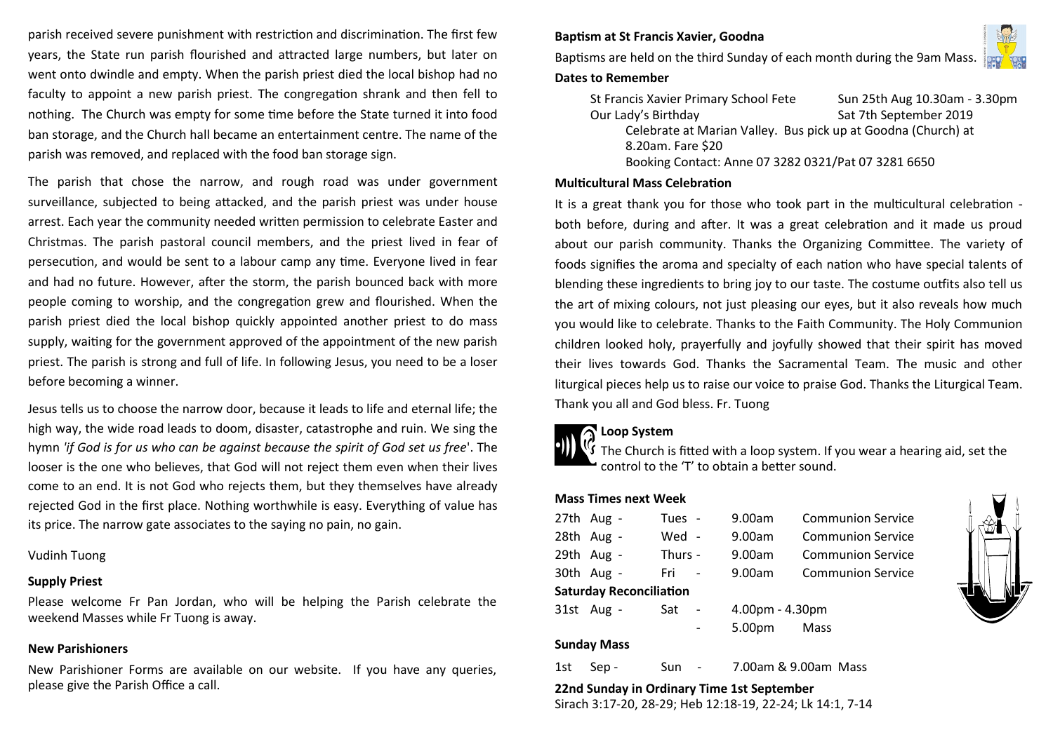parish received severe punishment with restriction and discrimination. The first few years, the State run parish flourished and attracted large numbers, but later on went onto dwindle and empty. When the parish priest died the local bishop had no faculty to appoint a new parish priest. The congregation shrank and then fell to nothing. The Church was empty for some time before the State turned it into food ban storage, and the Church hall became an entertainment centre. The name of the parish was removed, and replaced with the food ban storage sign.

The parish that chose the narrow, and rough road was under government surveillance, subjected to being attacked, and the parish priest was under house arrest. Each year the community needed written permission to celebrate Easter and Christmas. The parish pastoral council members, and the priest lived in fear of persecution, and would be sent to a labour camp any time. Everyone lived in fear and had no future. However, after the storm, the parish bounced back with more people coming to worship, and the congregation grew and flourished. When the parish priest died the local bishop quickly appointed another priest to do mass supply, waiting for the government approved of the appointment of the new parish priest. The parish is strong and full of life. In following Jesus, you need to be a loser before becoming a winner.

Jesus tells us to choose the narrow door, because it leads to life and eternal life; the high way, the wide road leads to doom, disaster, catastrophe and ruin. We sing the hymn *'if God is for us who can be against because the spirit of God set us free*'. The looser is the one who believes, that God will not reject them even when their lives come to an end. It is not God who rejects them, but they themselves have already rejected God in the first place. Nothing worthwhile is easy. Everything of value has its price. The narrow gate associates to the saying no pain, no gain.

Vudinh Tuong

**Supply Priest**

Please welcome Fr Pan Jordan, who will be helping the Parish celebrate the weekend Masses while Fr Tuong is away.

**New Parishioners**

New Parishioner Forms are available on our website. If you have any queries, please give the Parish Office a call.

**Baptism at St Francis Xavier, Goodna**

Baptisms are held on the third Sunday of each month during the 9am Mass.

**Dates to Remember**

St Francis Xavier Primary School Fete — Sun 25th Aug 10.30am - 3.30pm

Our Lady's Birthday — Sat 7th September 2019

Celebrate at Marian Valley. Bus pick up at Goodna (Church) at 8.20am. Fare $20

Booking Contact: Anne 07 3282 0321/Pat 07 3281 6650

**Multicultural Mass Celebration**

It is a great thank you for those who took part in the multicultural celebration - both before, during and after. It was a great celebration and it made us proud about our parish community. Thanks the Organizing Committee. The variety of foods signifies the aroma and specialty of each nation who have special talents of blending these ingredients to bring joy to our taste. The costume outfits also tell us the art of mixing colours, not just pleasing our eyes, but it also reveals how much you would like to celebrate. Thanks to the Faith Community. The Holy Communion children looked holy, prayerfully and joyfully showed that their spirit has moved their lives towards God. Thanks the Sacramental Team. The music and other liturgical pieces help us to raise our voice to praise God. Thanks the Liturgical Team. Thank you all and God bless. Fr. Tuong

**Loop System**

The Church is fitted with a loop system. If you wear a hearing aid, set the control to the 'T' to obtain a better sound.

**Mass Times next Week**

| | | | |
|---|---|---|---|
| 27th Aug - | Tues - | 9.00am | Communion Service |
| 28th Aug - | Wed - | 9.00am | Communion Service |
| 29th Aug - | Thurs - | 9.00am | Communion Service |
| 30th Aug - | Fri - | 9.00am | Communion Service |
| **Saturday Reconciliation** | | | |
| 31st Aug - | Sat - | 4.00pm - 4.30pm | |
| | - | 5.00pm | Mass |
| **Sunday Mass** | | | |
| 1st Sep - | Sun - | 7.00am & 9.00am | Mass |

**22nd Sunday in Ordinary Time 1st September**

Sirach 3:17-20, 28-29; Heb 12:18-19, 22-24; Lk 14:1, 7-14